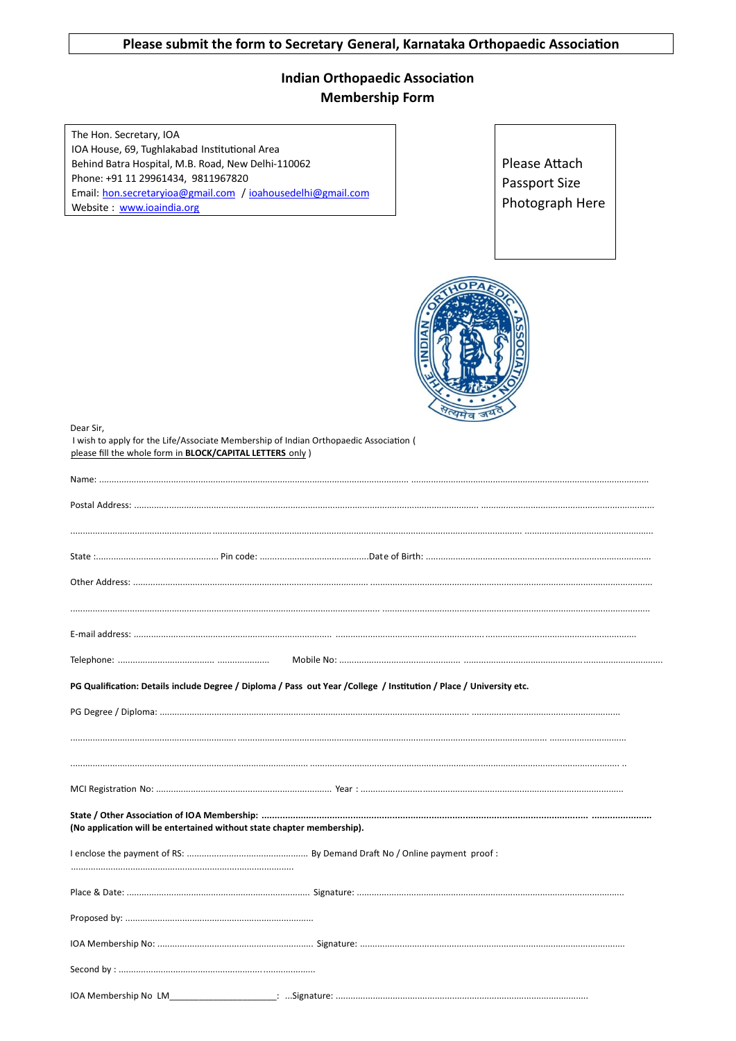**Please submit the form to Secretary General, Karnataka Orthopaedic Association**

## Indian Orthopaedic Association
## Membership Form

The Hon. Secretary, IOA
IOA House, 69, Tughlakabad Institutional Area
Behind Batra Hospital, M.B. Road, New Delhi-110062
Phone: +91 11 29961434, 9811967820
Email: hon.secretaryioa@gmail.com / ioahousedelhi@gmail.com
Website : www.ioaindia.org

Please Attach Passport Size Photograph Here

Dear Sir,
I wish to apply for the Life/Associate Membership of Indian Orthopaedic Association ( please fill the whole form in **BLOCK/CAPITAL LETTERS** only )

Name: ..........................................................................................................................................................................................................................................

Postal Address: ..........................................................................................................................................................................................................................

..........................................................................................................................................................................................................................................................

State :................................................ Pin code: ...........................................Date of Birth: ..........................................................................................................

Other Address: ...........................................................................................................................................................................................................................

..........................................................................................................................................................................................................................................................

E-mail address: .........................................................................................................................................................................................................................

Telephone: ....................................... .................... Mobile No: .................................................... .......................................................................................

**PG Qualification: Details include Degree / Diploma / Pass out Year /College / Institution / Place / University etc.**

PG Degree / Diploma: .............................................................................................................................................................................................................

..........................................................................................................................................................................................................................................................

..........................................................................................................................................................................................................................................................

MCI Registration No: ...................................................................... Year : .........................................................................................................................

**State / Other Association of IOA Membership: ....................................................................................................................................................**
**(No application will be entertained without state chapter membership).**

I enclose the payment of RS: ................................................ By Demand Draft No / Online payment proof :
........................................................................................

Place & Date: ......................................................................... Signature: ..........................................................................................................................

Proposed by: ...........................................................................

IOA Membership No: .............................................................. Signature: .........................................................................................................................

Second by : ............................................................................

IOA Membership No LM_____________________: ...Signature: ......................................................................................................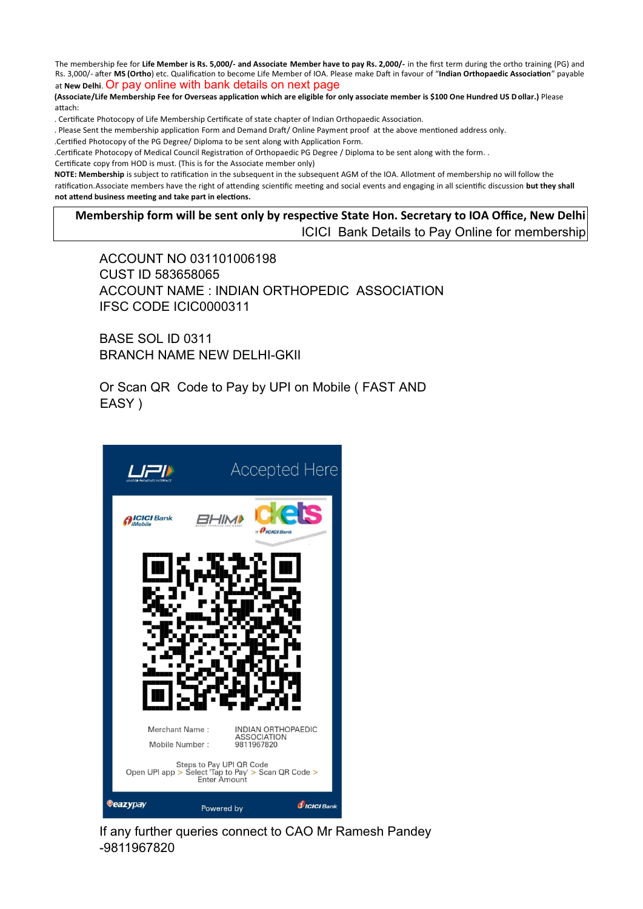The membership fee for **Life Member is Rs. 5,000/- and Associate Member have to pay Rs. 2,000/-** in the first term during the ortho training (PG) and Rs. 3,000/- after **MS (Ortho)** etc. Qualification to become Life Member of IOA. Please make Daft in favour of "**Indian Orthopaedic Association**" payable at **New Delhi**. Or pay online with bank details on next page

**(Associate/Life Membership Fee for Overseas application which are eligible for only associate member is $100 One Hundred US Dollar.)** Please attach:

. Certificate Photocopy of Life Membership Certificate of state chapter of Indian Orthopaedic Association.

. Please Sent the membership application Form and Demand Draft/ Online Payment proof at the above mentioned address only.

.Certified Photocopy of the PG Degree/ Diploma to be sent along with Application Form.

.Certificate Photocopy of Medical Council Registration of Orthopaedic PG Degree / Diploma to be sent along with the form. .

Certificate copy from HOD is must. (This is for the Associate member only)

**NOTE: Membership** is subject to ratification in the subsequent in the subsequent AGM of the IOA. Allotment of membership no will follow the ratification.Associate members have the right of attending scientific meeting and social events and engaging in all scientific discussion **but they shall not attend business meeting and take part in elections.**

**Membership form will be sent only by respective State Hon. Secretary to IOA Office, New Delhi**

ICICI Bank Details to Pay Online for membership

ACCOUNT NO 031101006198
CUST ID 583658065
ACCOUNT NAME : INDIAN ORTHOPEDIC ASSOCIATION
IFSC CODE ICIC0000311

BASE SOL ID 0311
BRANCH NAME NEW DELHI-GKII

Or Scan QR Code to Pay by UPI on Mobile ( FAST AND EASY )

UPI Accepted Here

ICICI Bank iMobile | BHIM | Pockets by ICICI Bank

Merchant Name : INDIAN ORTHOPAEDIC ASSOCIATION
Mobile Number : 9811967820

Steps to Pay UPI QR Code
Open UPI app > Select 'Tap to Pay' > Scan QR Code > Enter Amount

eazypay Powered by ICICI Bank

If any further queries connect to CAO Mr Ramesh Pandey -9811967820